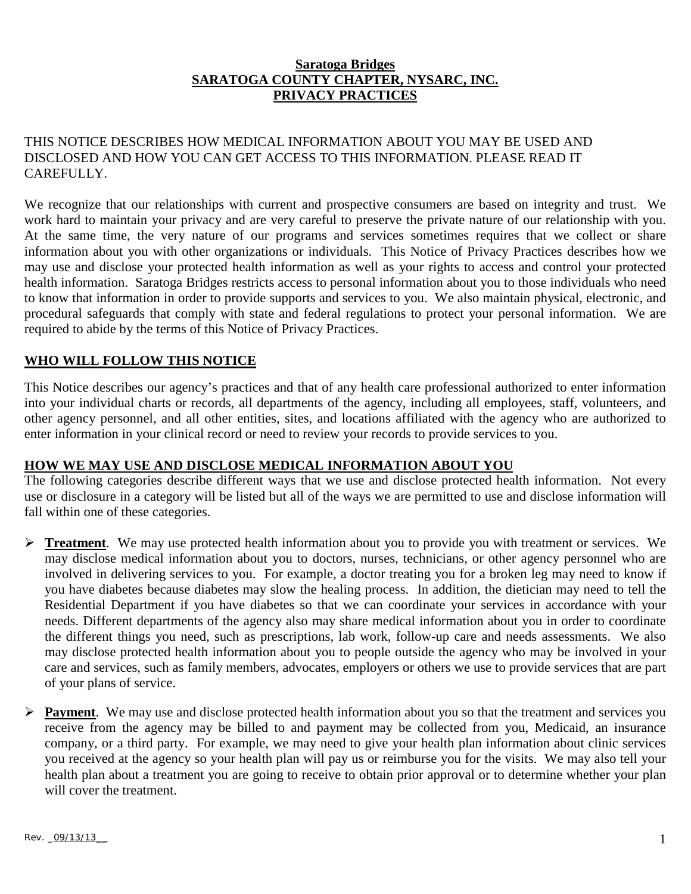# Saratoga Bridges
# SARATOGA COUNTY CHAPTER, NYSARC, INC.
# PRIVACY PRACTICES

THIS NOTICE DESCRIBES HOW MEDICAL INFORMATION ABOUT YOU MAY BE USED AND DISCLOSED AND HOW YOU CAN GET ACCESS TO THIS INFORMATION. PLEASE READ IT CAREFULLY.

We recognize that our relationships with current and prospective consumers are based on integrity and trust. We work hard to maintain your privacy and are very careful to preserve the private nature of our relationship with you. At the same time, the very nature of our programs and services sometimes requires that we collect or share information about you with other organizations or individuals. This Notice of Privacy Practices describes how we may use and disclose your protected health information as well as your rights to access and control your protected health information. Saratoga Bridges restricts access to personal information about you to those individuals who need to know that information in order to provide supports and services to you. We also maintain physical, electronic, and procedural safeguards that comply with state and federal regulations to protect your personal information. We are required to abide by the terms of this Notice of Privacy Practices.

## WHO WILL FOLLOW THIS NOTICE

This Notice describes our agency's practices and that of any health care professional authorized to enter information into your individual charts or records, all departments of the agency, including all employees, staff, volunteers, and other agency personnel, and all other entities, sites, and locations affiliated with the agency who are authorized to enter information in your clinical record or need to review your records to provide services to you.

## HOW WE MAY USE AND DISCLOSE MEDICAL INFORMATION ABOUT YOU

The following categories describe different ways that we use and disclose protected health information. Not every use or disclosure in a category will be listed but all of the ways we are permitted to use and disclose information will fall within one of these categories.

- **Treatment**. We may use protected health information about you to provide you with treatment or services. We may disclose medical information about you to doctors, nurses, technicians, or other agency personnel who are involved in delivering services to you. For example, a doctor treating you for a broken leg may need to know if you have diabetes because diabetes may slow the healing process. In addition, the dietician may need to tell the Residential Department if you have diabetes so that we can coordinate your services in accordance with your needs. Different departments of the agency also may share medical information about you in order to coordinate the different things you need, such as prescriptions, lab work, follow-up care and needs assessments. We also may disclose protected health information about you to people outside the agency who may be involved in your care and services, such as family members, advocates, employers or others we use to provide services that are part of your plans of service.

- **Payment**. We may use and disclose protected health information about you so that the treatment and services you receive from the agency may be billed to and payment may be collected from you, Medicaid, an insurance company, or a third party. For example, we may need to give your health plan information about clinic services you received at the agency so your health plan will pay us or reimburse you for the visits. We may also tell your health plan about a treatment you are going to receive to obtain prior approval or to determine whether your plan will cover the treatment.

Rev. _09/13/13_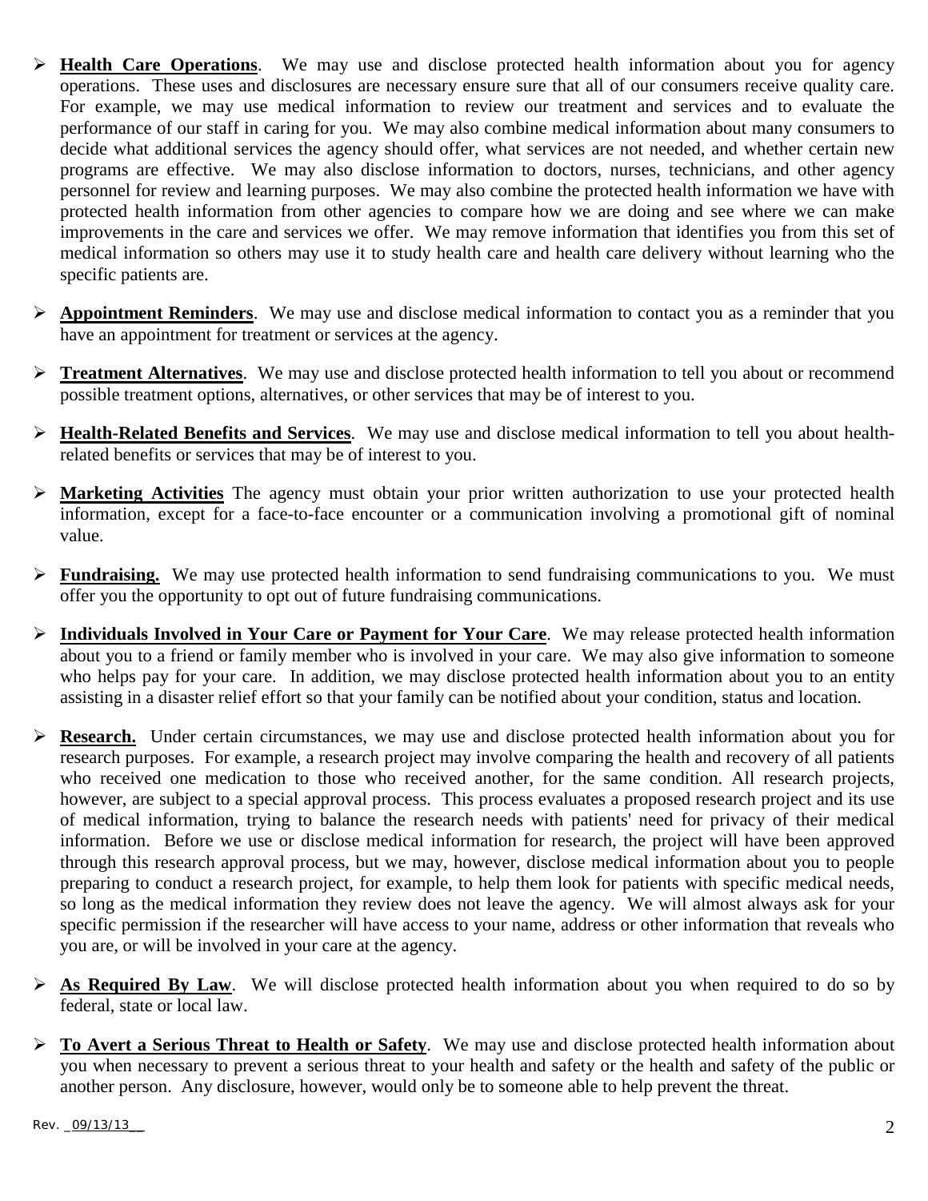- **Health Care Operations**. We may use and disclose protected health information about you for agency operations. These uses and disclosures are necessary ensure sure that all of our consumers receive quality care. For example, we may use medical information to review our treatment and services and to evaluate the performance of our staff in caring for you. We may also combine medical information about many consumers to decide what additional services the agency should offer, what services are not needed, and whether certain new programs are effective. We may also disclose information to doctors, nurses, technicians, and other agency personnel for review and learning purposes. We may also combine the protected health information we have with protected health information from other agencies to compare how we are doing and see where we can make improvements in the care and services we offer. We may remove information that identifies you from this set of medical information so others may use it to study health care and health care delivery without learning who the specific patients are.

- **Appointment Reminders**. We may use and disclose medical information to contact you as a reminder that you have an appointment for treatment or services at the agency.

- **Treatment Alternatives**. We may use and disclose protected health information to tell you about or recommend possible treatment options, alternatives, or other services that may be of interest to you.

- **Health-Related Benefits and Services**. We may use and disclose medical information to tell you about health-related benefits or services that may be of interest to you.

- **Marketing Activities** The agency must obtain your prior written authorization to use your protected health information, except for a face-to-face encounter or a communication involving a promotional gift of nominal value.

- **Fundraising.** We may use protected health information to send fundraising communications to you. We must offer you the opportunity to opt out of future fundraising communications.

- **Individuals Involved in Your Care or Payment for Your Care**. We may release protected health information about you to a friend or family member who is involved in your care. We may also give information to someone who helps pay for your care. In addition, we may disclose protected health information about you to an entity assisting in a disaster relief effort so that your family can be notified about your condition, status and location.

- **Research.** Under certain circumstances, we may use and disclose protected health information about you for research purposes. For example, a research project may involve comparing the health and recovery of all patients who received one medication to those who received another, for the same condition. All research projects, however, are subject to a special approval process. This process evaluates a proposed research project and its use of medical information, trying to balance the research needs with patients' need for privacy of their medical information. Before we use or disclose medical information for research, the project will have been approved through this research approval process, but we may, however, disclose medical information about you to people preparing to conduct a research project, for example, to help them look for patients with specific medical needs, so long as the medical information they review does not leave the agency. We will almost always ask for your specific permission if the researcher will have access to your name, address or other information that reveals who you are, or will be involved in your care at the agency.

- **As Required By Law**. We will disclose protected health information about you when required to do so by federal, state or local law.

- **To Avert a Serious Threat to Health or Safety**. We may use and disclose protected health information about you when necessary to prevent a serious threat to your health and safety or the health and safety of the public or another person. Any disclosure, however, would only be to someone able to help prevent the threat.

Rev. _09/13/13_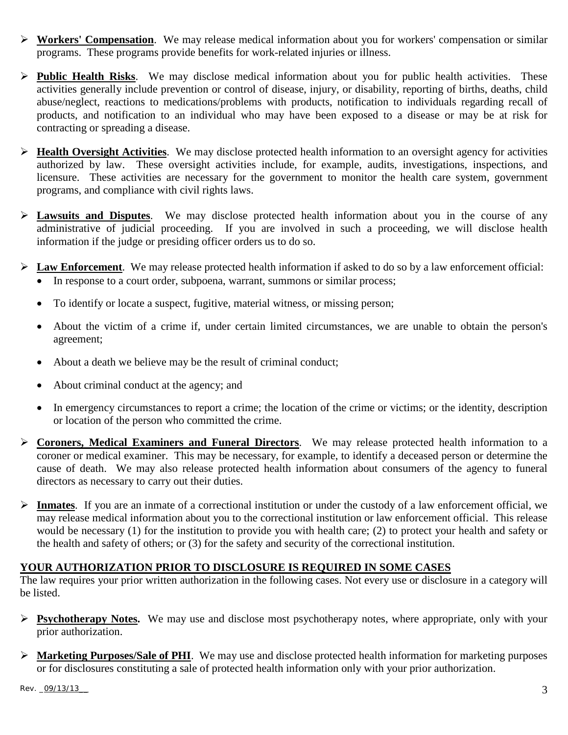- **Workers' Compensation**. We may release medical information about you for workers' compensation or similar programs. These programs provide benefits for work-related injuries or illness.

- **Public Health Risks**. We may disclose medical information about you for public health activities. These activities generally include prevention or control of disease, injury, or disability, reporting of births, deaths, child abuse/neglect, reactions to medications/problems with products, notification to individuals regarding recall of products, and notification to an individual who may have been exposed to a disease or may be at risk for contracting or spreading a disease.

- **Health Oversight Activities**. We may disclose protected health information to an oversight agency for activities authorized by law. These oversight activities include, for example, audits, investigations, inspections, and licensure. These activities are necessary for the government to monitor the health care system, government programs, and compliance with civil rights laws.

- **Lawsuits and Disputes**. We may disclose protected health information about you in the course of any administrative of judicial proceeding. If you are involved in such a proceeding, we will disclose health information if the judge or presiding officer orders us to do so.

- **Law Enforcement**. We may release protected health information if asked to do so by a law enforcement official:
  - In response to a court order, subpoena, warrant, summons or similar process;
  - To identify or locate a suspect, fugitive, material witness, or missing person;
  - About the victim of a crime if, under certain limited circumstances, we are unable to obtain the person's agreement;
  - About a death we believe may be the result of criminal conduct;
  - About criminal conduct at the agency; and
  - In emergency circumstances to report a crime; the location of the crime or victims; or the identity, description or location of the person who committed the crime.

- **Coroners, Medical Examiners and Funeral Directors**. We may release protected health information to a coroner or medical examiner. This may be necessary, for example, to identify a deceased person or determine the cause of death. We may also release protected health information about consumers of the agency to funeral directors as necessary to carry out their duties.

- **Inmates**. If you are an inmate of a correctional institution or under the custody of a law enforcement official, we may release medical information about you to the correctional institution or law enforcement official. This release would be necessary (1) for the institution to provide you with health care; (2) to protect your health and safety or the health and safety of others; or (3) for the safety and security of the correctional institution.

## YOUR AUTHORIZATION PRIOR TO DISCLOSURE IS REQUIRED IN SOME CASES

The law requires your prior written authorization in the following cases. Not every use or disclosure in a category will be listed.

- **Psychotherapy Notes.** We may use and disclose most psychotherapy notes, where appropriate, only with your prior authorization.

- **Marketing Purposes/Sale of PHI**. We may use and disclose protected health information for marketing purposes or for disclosures constituting a sale of protected health information only with your prior authorization.

Rev. _09/13/13__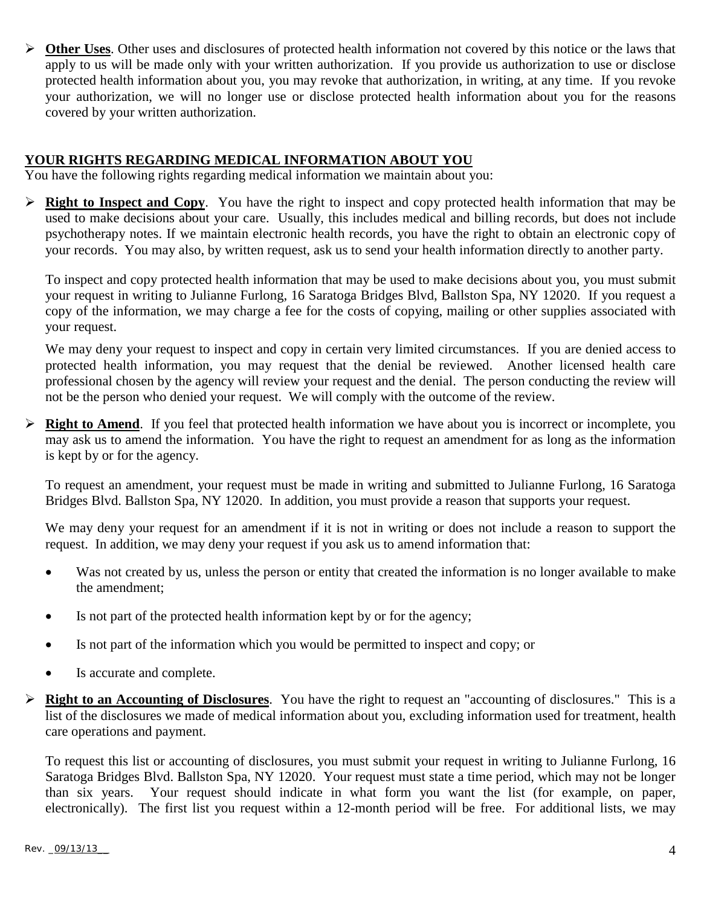- **Other Uses**. Other uses and disclosures of protected health information not covered by this notice or the laws that apply to us will be made only with your written authorization. If you provide us authorization to use or disclose protected health information about you, you may revoke that authorization, in writing, at any time. If you revoke your authorization, we will no longer use or disclose protected health information about you for the reasons covered by your written authorization.

## YOUR RIGHTS REGARDING MEDICAL INFORMATION ABOUT YOU

You have the following rights regarding medical information we maintain about you:

- **Right to Inspect and Copy**. You have the right to inspect and copy protected health information that may be used to make decisions about your care. Usually, this includes medical and billing records, but does not include psychotherapy notes. If we maintain electronic health records, you have the right to obtain an electronic copy of your records. You may also, by written request, ask us to send your health information directly to another party.

  To inspect and copy protected health information that may be used to make decisions about you, you must submit your request in writing to Julianne Furlong, 16 Saratoga Bridges Blvd, Ballston Spa, NY 12020. If you request a copy of the information, we may charge a fee for the costs of copying, mailing or other supplies associated with your request.

  We may deny your request to inspect and copy in certain very limited circumstances. If you are denied access to protected health information, you may request that the denial be reviewed. Another licensed health care professional chosen by the agency will review your request and the denial. The person conducting the review will not be the person who denied your request. We will comply with the outcome of the review.

- **Right to Amend**. If you feel that protected health information we have about you is incorrect or incomplete, you may ask us to amend the information. You have the right to request an amendment for as long as the information is kept by or for the agency.

  To request an amendment, your request must be made in writing and submitted to Julianne Furlong, 16 Saratoga Bridges Blvd. Ballston Spa, NY 12020. In addition, you must provide a reason that supports your request.

  We may deny your request for an amendment if it is not in writing or does not include a reason to support the request. In addition, we may deny your request if you ask us to amend information that:

  - Was not created by us, unless the person or entity that created the information is no longer available to make the amendment;
  - Is not part of the protected health information kept by or for the agency;
  - Is not part of the information which you would be permitted to inspect and copy; or
  - Is accurate and complete.

- **Right to an Accounting of Disclosures**. You have the right to request an "accounting of disclosures." This is a list of the disclosures we made of medical information about you, excluding information used for treatment, health care operations and payment.

  To request this list or accounting of disclosures, you must submit your request in writing to Julianne Furlong, 16 Saratoga Bridges Blvd. Ballston Spa, NY 12020. Your request must state a time period, which may not be longer than six years. Your request should indicate in what form you want the list (for example, on paper, electronically). The first list you request within a 12-month period will be free. For additional lists, we may

Rev. _09/13/13__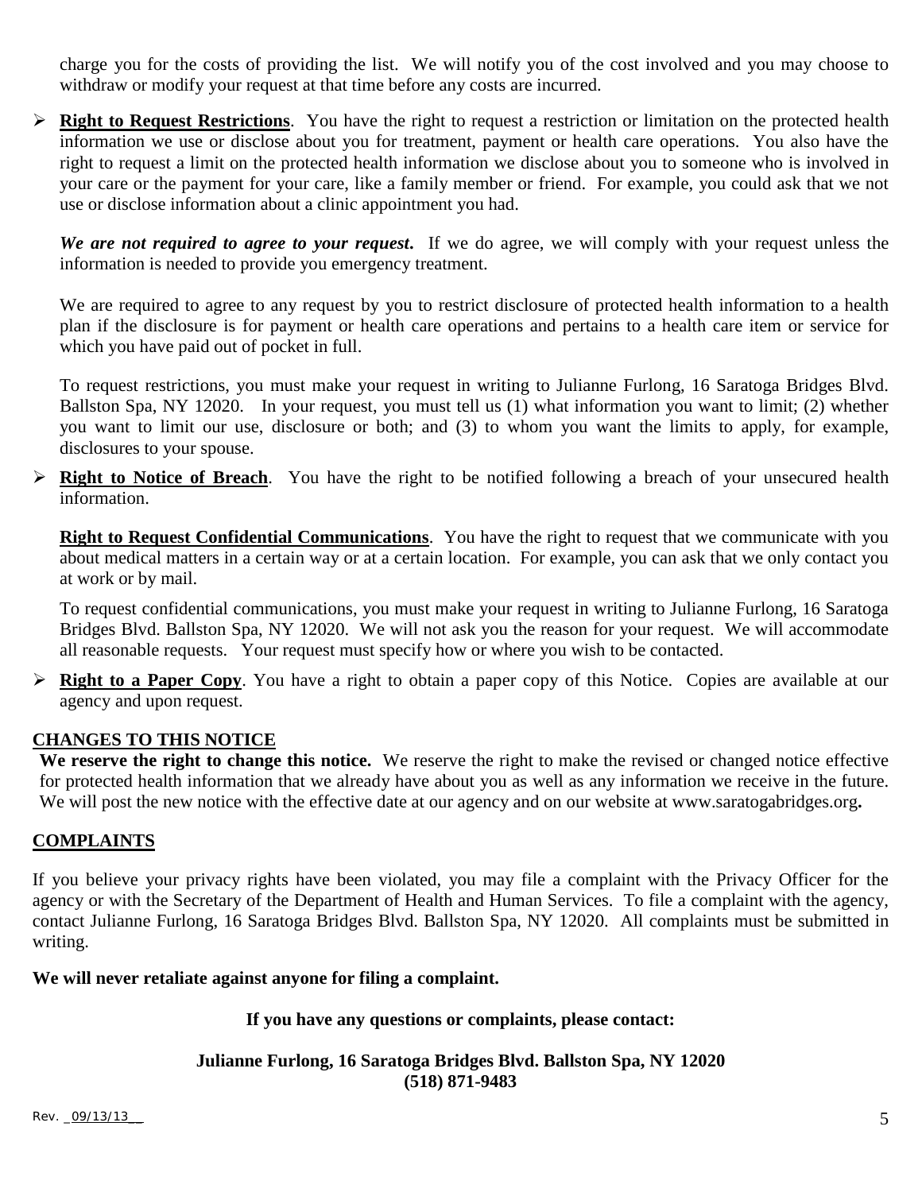charge you for the costs of providing the list. We will notify you of the cost involved and you may choose to withdraw or modify your request at that time before any costs are incurred.

- **Right to Request Restrictions**. You have the right to request a restriction or limitation on the protected health information we use or disclose about you for treatment, payment or health care operations. You also have the right to request a limit on the protected health information we disclose about you to someone who is involved in your care or the payment for your care, like a family member or friend. For example, you could ask that we not use or disclose information about a clinic appointment you had.

  ***We are not required to agree to your request*.** If we do agree, we will comply with your request unless the information is needed to provide you emergency treatment.

  We are required to agree to any request by you to restrict disclosure of protected health information to a health plan if the disclosure is for payment or health care operations and pertains to a health care item or service for which you have paid out of pocket in full.

  To request restrictions, you must make your request in writing to Julianne Furlong, 16 Saratoga Bridges Blvd. Ballston Spa, NY 12020. In your request, you must tell us (1) what information you want to limit; (2) whether you want to limit our use, disclosure or both; and (3) to whom you want the limits to apply, for example, disclosures to your spouse.

- **Right to Notice of Breach**. You have the right to be notified following a breach of your unsecured health information.

  **Right to Request Confidential Communications**. You have the right to request that we communicate with you about medical matters in a certain way or at a certain location. For example, you can ask that we only contact you at work or by mail.

  To request confidential communications, you must make your request in writing to Julianne Furlong, 16 Saratoga Bridges Blvd. Ballston Spa, NY 12020. We will not ask you the reason for your request. We will accommodate all reasonable requests. Your request must specify how or where you wish to be contacted.

- **Right to a Paper Copy**. You have a right to obtain a paper copy of this Notice. Copies are available at our agency and upon request.

## CHANGES TO THIS NOTICE

**We reserve the right to change this notice.** We reserve the right to make the revised or changed notice effective for protected health information that we already have about you as well as any information we receive in the future. We will post the new notice with the effective date at our agency and on our website at www.saratogabridges.org**.**

## COMPLAINTS

If you believe your privacy rights have been violated, you may file a complaint with the Privacy Officer for the agency or with the Secretary of the Department of Health and Human Services. To file a complaint with the agency, contact Julianne Furlong, 16 Saratoga Bridges Blvd. Ballston Spa, NY 12020. All complaints must be submitted in writing.

**We will never retaliate against anyone for filing a complaint.**

**If you have any questions or complaints, please contact:**

**Julianne Furlong, 16 Saratoga Bridges Blvd. Ballston Spa, NY 12020**
**(518) 871-9483**

Rev. _09/13/13__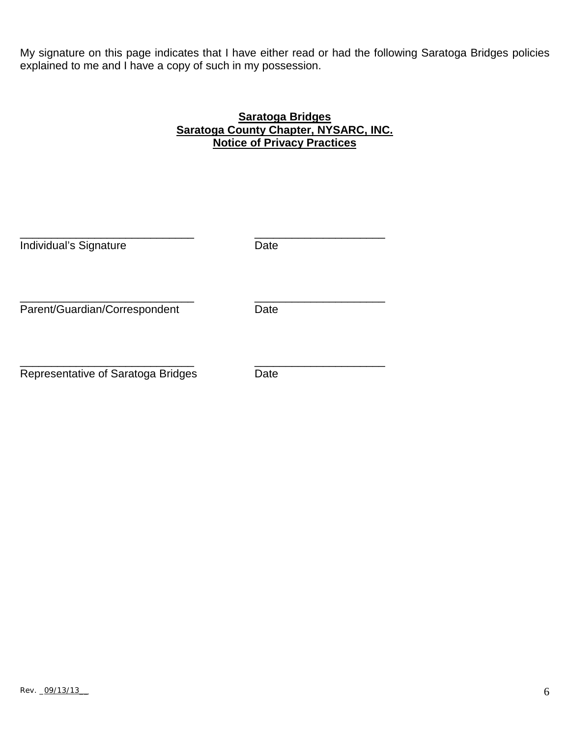My signature on this page indicates that I have either read or had the following Saratoga Bridges policies explained to me and I have a copy of such in my possession.

**Saratoga Bridges**
**Saratoga County Chapter, NYSARC, INC.**
**Notice of Privacy Practices**

_____________________________ _____________________
Individual's Signature Date

_____________________________ _____________________
Parent/Guardian/Correspondent Date

_____________________________ _____________________
Representative of Saratoga Bridges Date

Rev. _09/13/13__